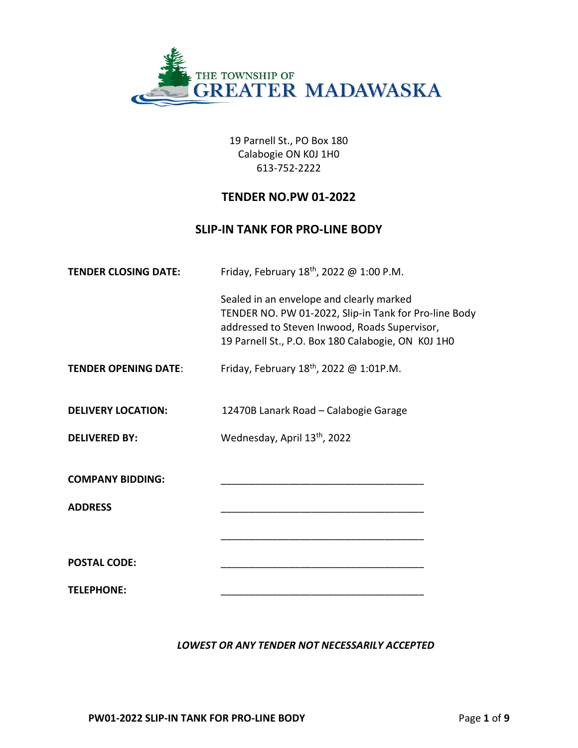THE TOWNSHIP OF GREATER MADAWASKA

19 Parnell St., PO Box 180
Calabogie ON K0J 1H0
613-752-2222

## TENDER NO.PW 01-2022

## SLIP-IN TANK FOR PRO-LINE BODY

| | |
|---|---|
| **TENDER CLOSING DATE:** | Friday, February 18th, 2022 @ 1:00 P.M. |
| | Sealed in an envelope and clearly marked TENDER NO. PW 01-2022, Slip-in Tank for Pro-line Body addressed to Steven Inwood, Roads Supervisor, 19 Parnell St., P.O. Box 180 Calabogie, ON K0J 1H0 |
| **TENDER OPENING DATE**: | Friday, February 18th, 2022 @ 1:01P.M. |
| **DELIVERY LOCATION:** | 12470B Lanark Road – Calabogie Garage |
| **DELIVERED BY:** | Wednesday, April 13th, 2022 |

**COMPANY BIDDING:** ____________________________________

**ADDRESS** ____________________________________

____________________________________

**POSTAL CODE:** ____________________________________

**TELEPHONE:** ____________________________________

***LOWEST OR ANY TENDER NOT NECESSARILY ACCEPTED***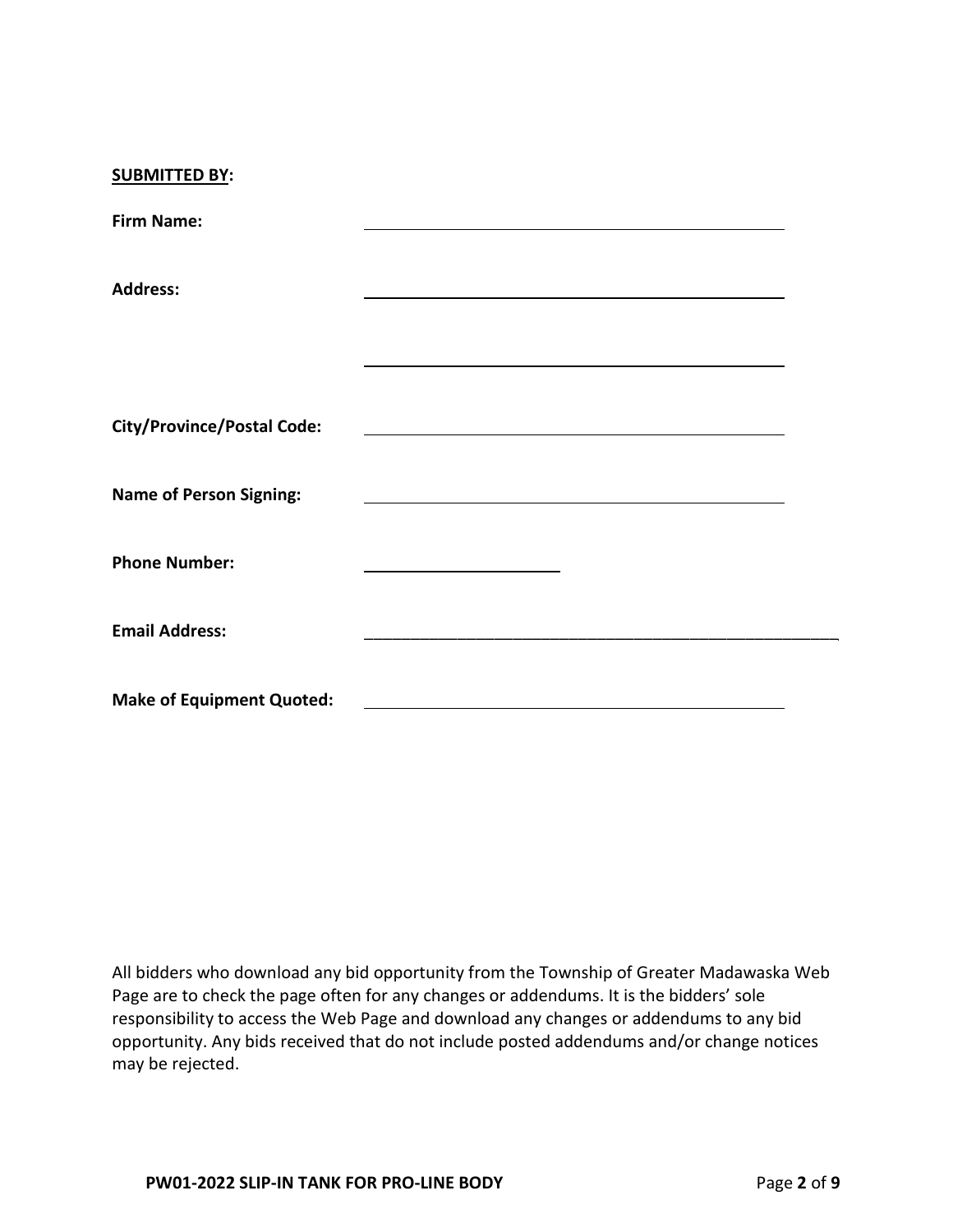**<u>SUBMITTED BY</u>:**

**Firm Name:** ______________________________

**Address:** ______________________________

______________________________

**City/Province/Postal Code:** ______________________________

**Name of Person Signing:** ______________________________

**Phone Number:** ______________

**Email Address:** ______________________________

**Make of Equipment Quoted:** ______________________________

All bidders who download any bid opportunity from the Township of Greater Madawaska Web Page are to check the page often for any changes or addendums. It is the bidders' sole responsibility to access the Web Page and download any changes or addendums to any bid opportunity. Any bids received that do not include posted addendums and/or change notices may be rejected.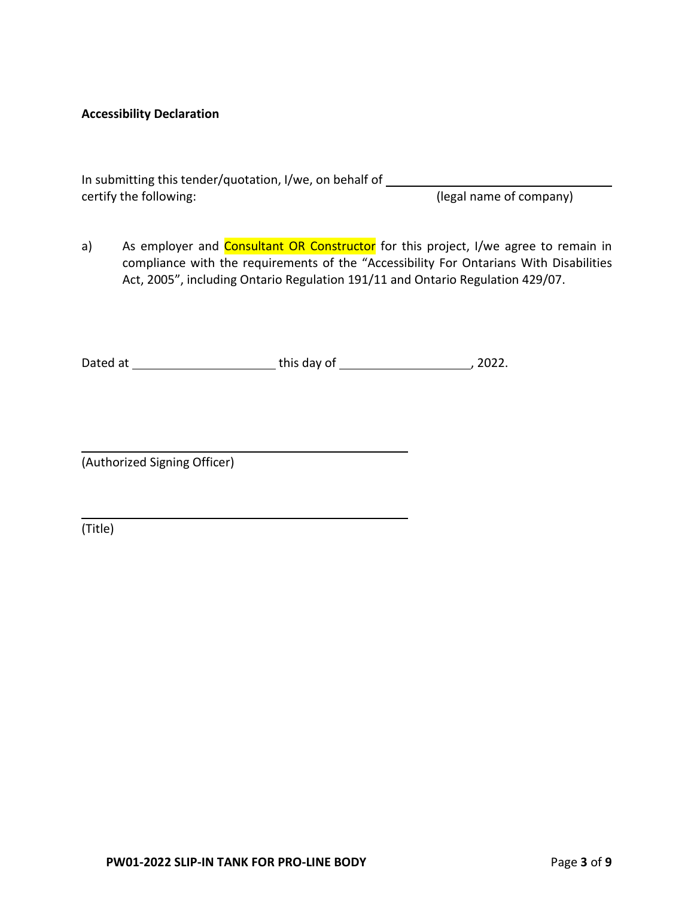**Accessibility Declaration**

In submitting this tender/quotation, I/we, on behalf of ______________________________
certify the following: (legal name of company)

a) As employer and Consultant OR Constructor for this project, I/we agree to remain in compliance with the requirements of the "Accessibility For Ontarians With Disabilities Act, 2005", including Ontario Regulation 191/11 and Ontario Regulation 429/07.

Dated at ______________________ this day of ____________________, 2022.

______________________________________________
(Authorized Signing Officer)

______________________________________________
(Title)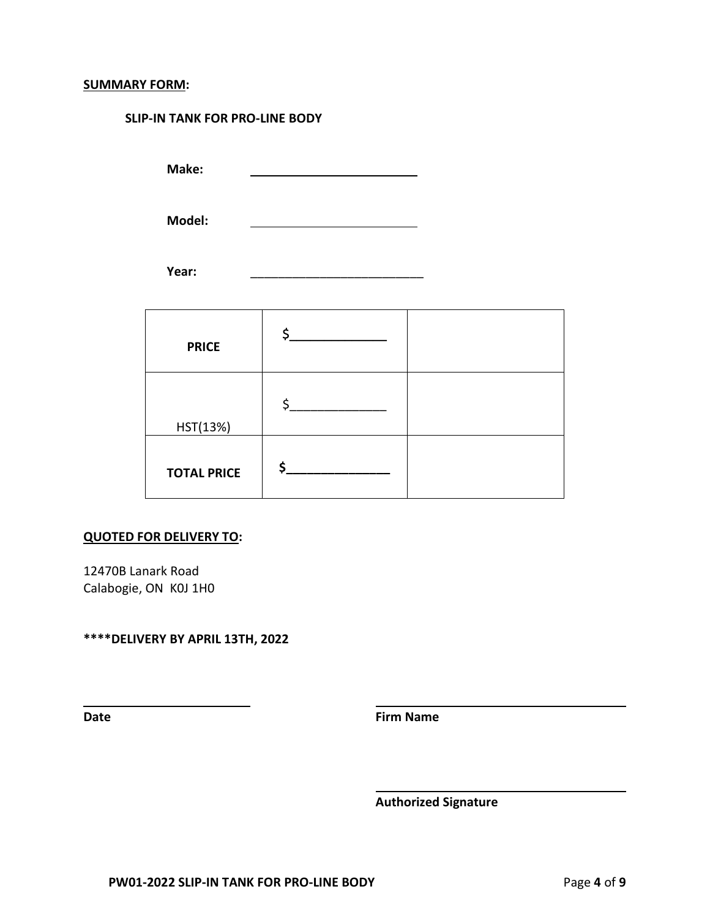**SUMMARY FORM:**

**SLIP-IN TANK FOR PRO-LINE BODY**

**Make:** ______________________

**Model:** ______________________

**Year:** ______________________

| | | |
|---|---|---|
| **PRICE** | **$______________** | |
| HST(13%) | $______________ | |
| **TOTAL PRICE** | **$______________** | |

**QUOTED FOR DELIVERY TO:**

12470B Lanark Road
Calabogie, ON K0J 1H0

**\*\*\*\*DELIVERY BY APRIL 13TH, 2022**

______________________
**Date**

______________________
**Firm Name**

______________________
**Authorized Signature**

**PW01-2022 SLIP-IN TANK FOR PRO-LINE BODY**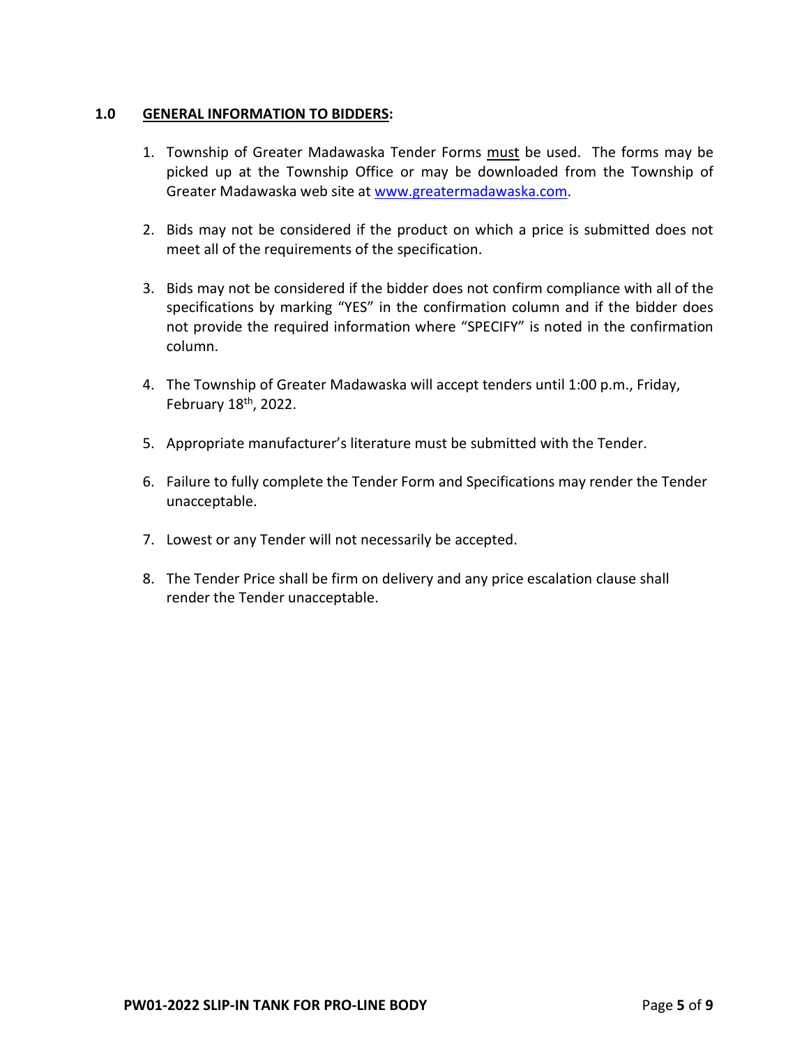## 1.0 **GENERAL INFORMATION TO BIDDERS:**

1. Township of Greater Madawaska Tender Forms must be used. The forms may be picked up at the Township Office or may be downloaded from the Township of Greater Madawaska web site at [www.greatermadawaska.com](http://www.greatermadawaska.com).

2. Bids may not be considered if the product on which a price is submitted does not meet all of the requirements of the specification.

3. Bids may not be considered if the bidder does not confirm compliance with all of the specifications by marking "YES" in the confirmation column and if the bidder does not provide the required information where "SPECIFY" is noted in the confirmation column.

4. The Township of Greater Madawaska will accept tenders until 1:00 p.m., Friday, February 18th, 2022.

5. Appropriate manufacturer's literature must be submitted with the Tender.

6. Failure to fully complete the Tender Form and Specifications may render the Tender unacceptable.

7. Lowest or any Tender will not necessarily be accepted.

8. The Tender Price shall be firm on delivery and any price escalation clause shall render the Tender unacceptable.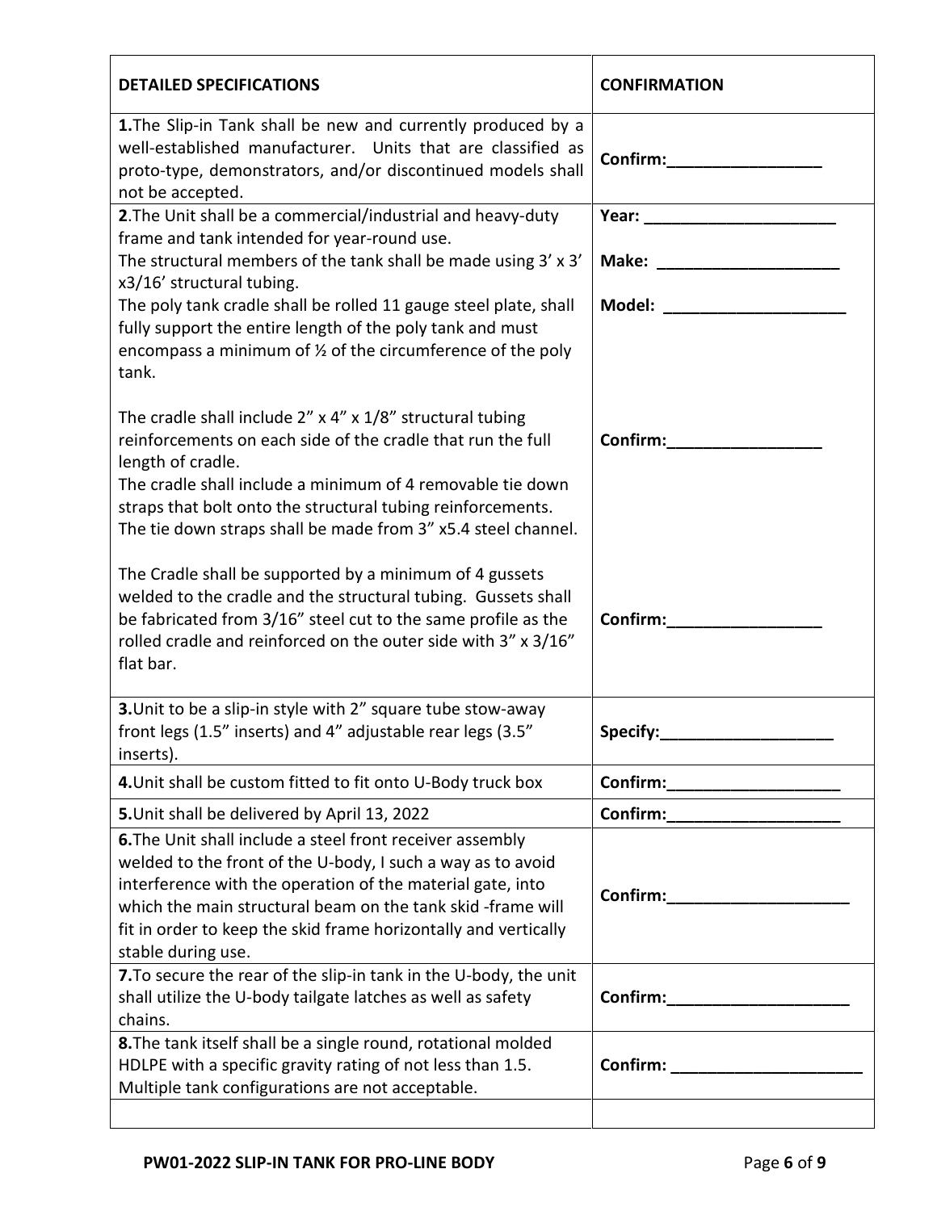| DETAILED SPECIFICATIONS | CONFIRMATION |
|---|---|
| **1.**The Slip-in Tank shall be new and currently produced by a well-established manufacturer. Units that are classified as proto-type, demonstrators, and/or discontinued models shall not be accepted. | **Confirm:_________________** |
| **2**.The Unit shall be a commercial/industrial and heavy-duty frame and tank intended for year-round use.<br>The structural members of the tank shall be made using 3' x 3' x3/16' structural tubing.<br>The poly tank cradle shall be rolled 11 gauge steel plate, shall fully support the entire length of the poly tank and must encompass a minimum of ½ of the circumference of the poly tank.<br><br>The cradle shall include 2" x 4" x 1/8" structural tubing reinforcements on each side of the cradle that run the full length of cradle.<br>The cradle shall include a minimum of 4 removable tie down straps that bolt onto the structural tubing reinforcements.<br>The tie down straps shall be made from 3" x5.4 steel channel.<br><br>The Cradle shall be supported by a minimum of 4 gussets welded to the cradle and the structural tubing. Gussets shall be fabricated from 3/16" steel cut to the same profile as the rolled cradle and reinforced on the outer side with 3" x 3/16" flat bar. | **Year: _____________________**<br>**Make: ____________________**<br>**Model: ____________________**<br><br>**Confirm:_________________**<br><br>**Confirm:_________________** |
| **3.**Unit to be a slip-in style with 2" square tube stow-away front legs (1.5" inserts) and 4" adjustable rear legs (3.5" inserts). | **Specify:___________________** |
| **4.**Unit shall be custom fitted to fit onto U-Body truck box | **Confirm:___________________** |
| **5.**Unit shall be delivered by April 13, 2022 | **Confirm:___________________** |
| **6.**The Unit shall include a steel front receiver assembly welded to the front of the U-body, I such a way as to avoid interference with the operation of the material gate, into which the main structural beam on the tank skid -frame will fit in order to keep the skid frame horizontally and vertically stable during use. | **Confirm:____________________** |
| **7.**To secure the rear of the slip-in tank in the U-body, the unit shall utilize the U-body tailgate latches as well as safety chains. | **Confirm:____________________** |
| **8.**The tank itself shall be a single round, rotational molded HDLPE with a specific gravity rating of not less than 1.5. Multiple tank configurations are not acceptable. | **Confirm: _____________________** |
| | |

**PW01-2022 SLIP-IN TANK FOR PRO-LINE BODY**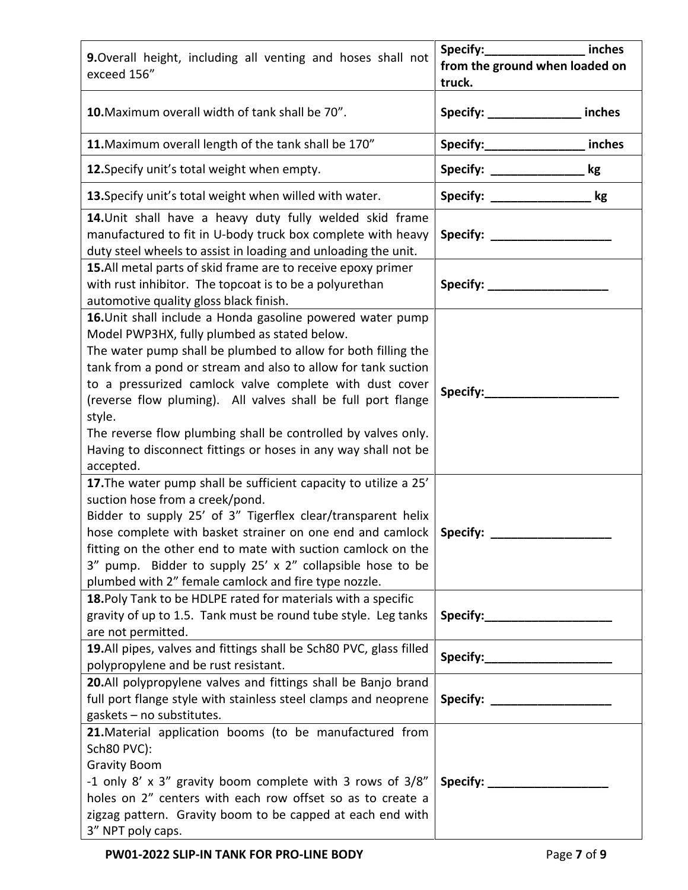| | |
|---|---|
| **9.**Overall height, including all venting and hoses shall not exceed 156" | **Specify:_______________ inches from the ground when loaded on truck.** |
| **10.**Maximum overall width of tank shall be 70". | **Specify: ______________ inches** |
| **11.**Maximum overall length of the tank shall be 170" | **Specify:_______________ inches** |
| **12.**Specify unit's total weight when empty. | **Specify: ______________ kg** |
| **13.**Specify unit's total weight when willed with water. | **Specify: _______________ kg** |
| **14.**Unit shall have a heavy duty fully welded skid frame manufactured to fit in U-body truck box complete with heavy duty steel wheels to assist in loading and unloading the unit. | **Specify: __________________** |
| **15.**All metal parts of skid frame are to receive epoxy primer with rust inhibitor. The topcoat is to be a polyurethan automotive quality gloss black finish. | **Specify: __________________** |
| **16.**Unit shall include a Honda gasoline powered water pump Model PWP3HX, fully plumbed as stated below.<br>The water pump shall be plumbed to allow for both filling the tank from a pond or stream and also to allow for tank suction to a pressurized camlock valve complete with dust cover (reverse flow pluming). All valves shall be full port flange style.<br>The reverse flow plumbing shall be controlled by valves only. Having to disconnect fittings or hoses in any way shall not be accepted. | **Specify:____________________** |
| **17.**The water pump shall be sufficient capacity to utilize a 25' suction hose from a creek/pond.<br>Bidder to supply 25' of 3" Tigerflex clear/transparent helix hose complete with basket strainer on one end and camlock fitting on the other end to mate with suction camlock on the 3" pump. Bidder to supply 25' x 2" collapsible hose to be plumbed with 2" female camlock and fire type nozzle. | **Specify: __________________** |
| **18.**Poly Tank to be HDLPE rated for materials with a specific gravity of up to 1.5. Tank must be round tube style. Leg tanks are not permitted. | **Specify:___________________** |
| **19.**All pipes, valves and fittings shall be Sch80 PVC, glass filled polypropylene and be rust resistant. | **Specify:___________________** |
| **20.**All polypropylene valves and fittings shall be Banjo brand full port flange style with stainless steel clamps and neoprene gaskets – no substitutes. | **Specify: __________________** |
| **21.**Material application booms (to be manufactured from Sch80 PVC):<br>Gravity Boom<br>-1 only 8' x 3" gravity boom complete with 3 rows of 3/8" holes on 2" centers with each row offset so as to create a zigzag pattern. Gravity boom to be capped at each end with 3" NPT poly caps. | **Specify: __________________** |

**PW01-2022 SLIP-IN TANK FOR PRO-LINE BODY**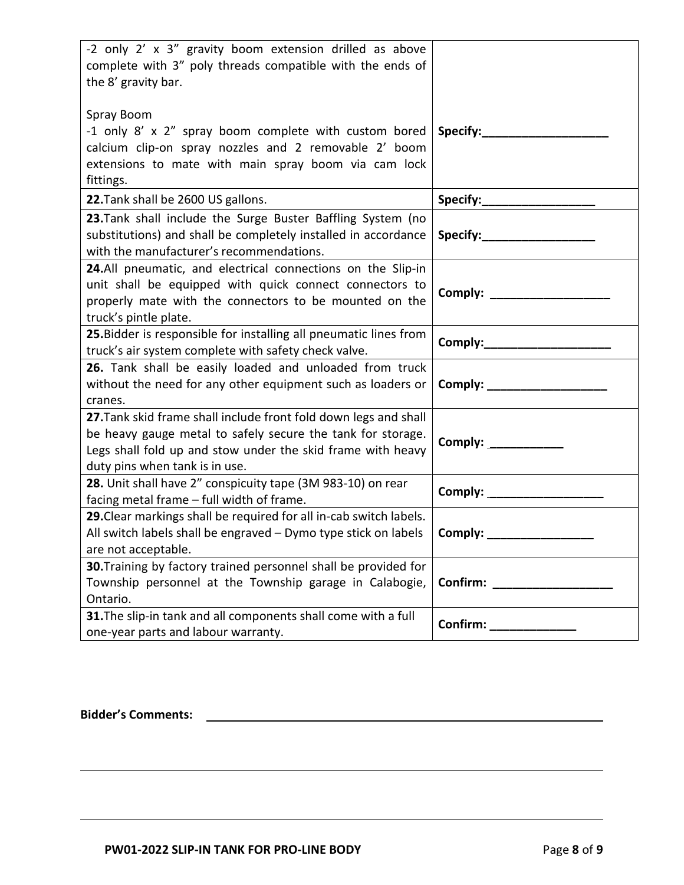| | |
|---|---|
| -2 only 2' x 3" gravity boom extension drilled as above complete with 3" poly threads compatible with the ends of the 8' gravity bar.<br><br>Spray Boom<br>-1 only 8' x 2" spray boom complete with custom bored calcium clip-on spray nozzles and 2 removable 2' boom extensions to mate with main spray boom via cam lock fittings. | **Specify:___________________** |
| **22.** Tank shall be 2600 US gallons. | **Specify:_________________** |
| **23.** Tank shall include the Surge Buster Baffling System (no substitutions) and shall be completely installed in accordance with the manufacturer's recommendations. | **Specify:_________________** |
| **24.** All pneumatic, and electrical connections on the Slip-in unit shall be equipped with quick connect connectors to properly mate with the connectors to be mounted on the truck's pintle plate. | **Comply: __________________** |
| **25.** Bidder is responsible for installing all pneumatic lines from truck's air system complete with safety check valve. | **Comply:___________________** |
| **26.** Tank shall be easily loaded and unloaded from truck without the need for any other equipment such as loaders or cranes. | **Comply: __________________** |
| **27.** Tank skid frame shall include front fold down legs and shall be heavy gauge metal to safely secure the tank for storage. Legs shall fold up and stow under the skid frame with heavy duty pins when tank is in use. | **Comply: ___________** |
| **28.** Unit shall have 2" conspicuity tape (3M 983-10) on rear facing metal frame – full width of frame. | **Comply: _________________** |
| **29.** Clear markings shall be required for all in-cab switch labels. All switch labels shall be engraved – Dymo type stick on labels are not acceptable. | **Comply: ________________** |
| **30.** Training by factory trained personnel shall be provided for Township personnel at the Township garage in Calabogie, Ontario. | **Confirm: __________________** |
| **31.** The slip-in tank and all components shall come with a full one-year parts and labour warranty. | **Confirm: _____________** |

**Bidder's Comments:** ______________________________________________

______________________________________________________________

______________________________________________________________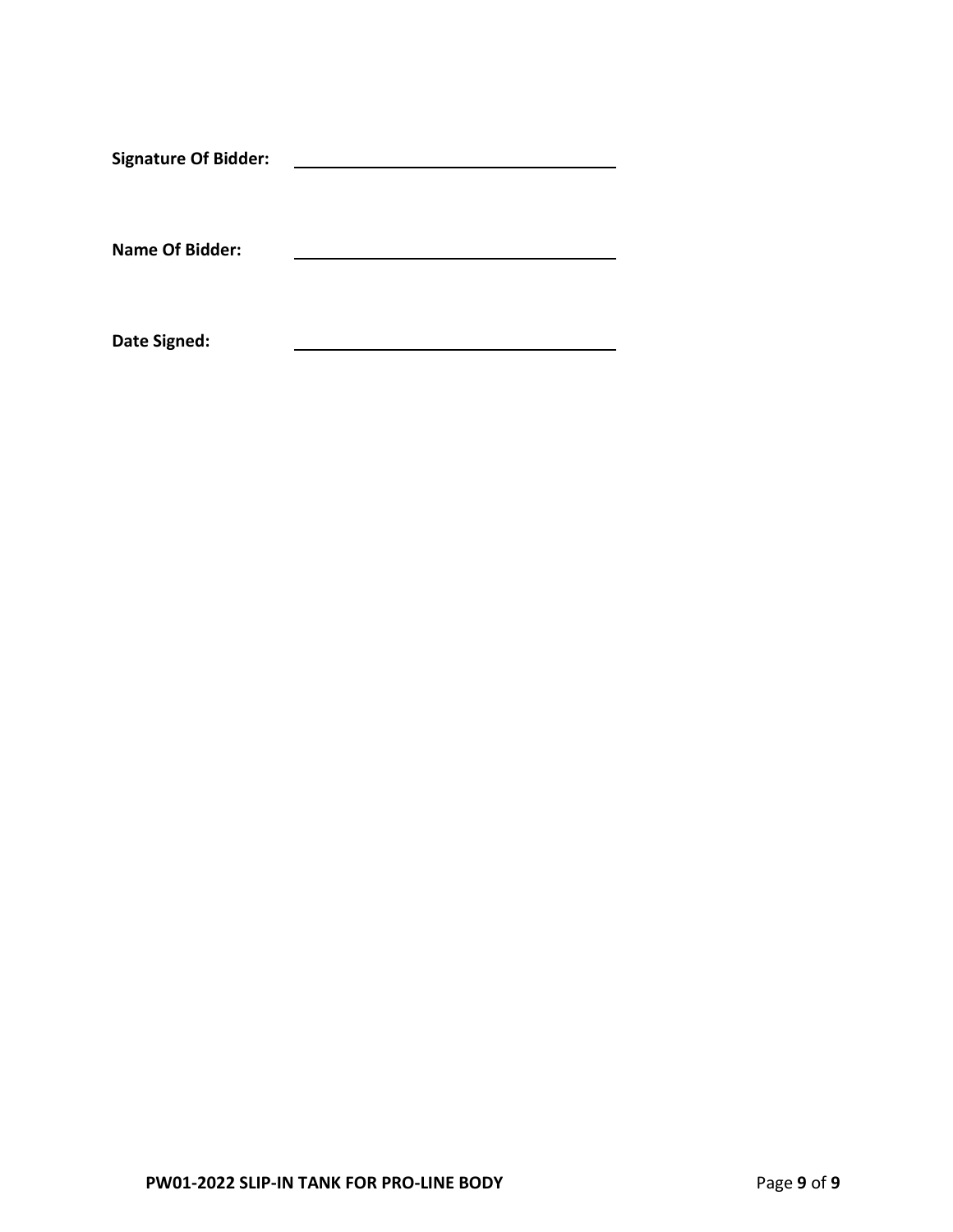**Signature Of Bidder:** \_\_\_\_\_\_\_\_\_\_\_\_\_\_\_\_\_\_\_\_\_\_\_\_\_\_\_\_\_\_\_\_\_\_\_

**Name Of Bidder:** \_\_\_\_\_\_\_\_\_\_\_\_\_\_\_\_\_\_\_\_\_\_\_\_\_\_\_\_\_\_\_\_\_\_\_

**Date Signed:** \_\_\_\_\_\_\_\_\_\_\_\_\_\_\_\_\_\_\_\_\_\_\_\_\_\_\_\_\_\_\_\_\_\_\_